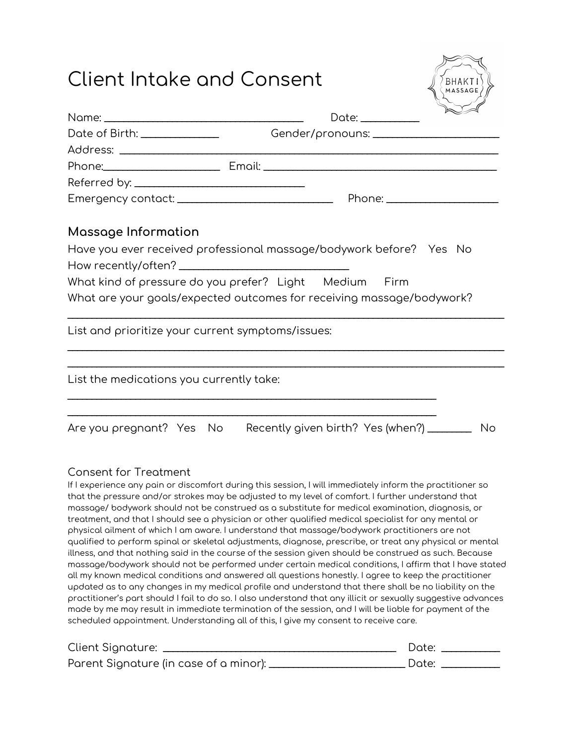# Client Intake and Consent

BHAKTI MASSAGE

Name: ______________________________ Date: __________

Date of Birth: _____________ Gender/pronouns: ____________________

Address: ________________________________________________________________

Phone:__________________ Email: _______________________________________

Referred by: ____________________________

Emergency contact: __________________________ Phone: __________________

## Massage Information

Have you ever received professional massage/bodywork before? Yes No

How recently/often? ____________________________

What kind of pressure do you prefer? Light Medium Firm

What are your goals/expected outcomes for receiving massage/bodywork?

_________________________________________________________________________

List and prioritize your current symptoms/issues:

_________________________________________________________________________

_________________________________________________________________________

List the medications you currently take:

_______________________________________________________________

_______________________________________________________________

Are you pregnant? Yes No Recently given birth? Yes (when?) _______ No

### Consent for Treatment

If I experience any pain or discomfort during this session, I will immediately inform the practitioner so that the pressure and/or strokes may be adjusted to my level of comfort. I further understand that massage/ bodywork should not be construed as a substitute for medical examination, diagnosis, or treatment, and that I should see a physician or other qualified medical specialist for any mental or physical ailment of which I am aware. I understand that massage/bodywork practitioners are not qualified to perform spinal or skeletal adjustments, diagnose, prescribe, or treat any physical or mental illness, and that nothing said in the course of the session given should be construed as such. Because massage/bodywork should not be performed under certain medical conditions, I affirm that I have stated all my known medical conditions and answered all questions honestly. I agree to keep the practitioner updated as to any changes in my medical profile and understand that there shall be no liability on the practitioner's part should I fail to do so. I also understand that any illicit or sexually suggestive advances made by me may result in immediate termination of the session, and I will be liable for payment of the scheduled appointment. Understanding all of this, I give my consent to receive care.

Client Signature: ______________________________________ Date: __________

Parent Signature (in case of a minor): ______________________ Date: __________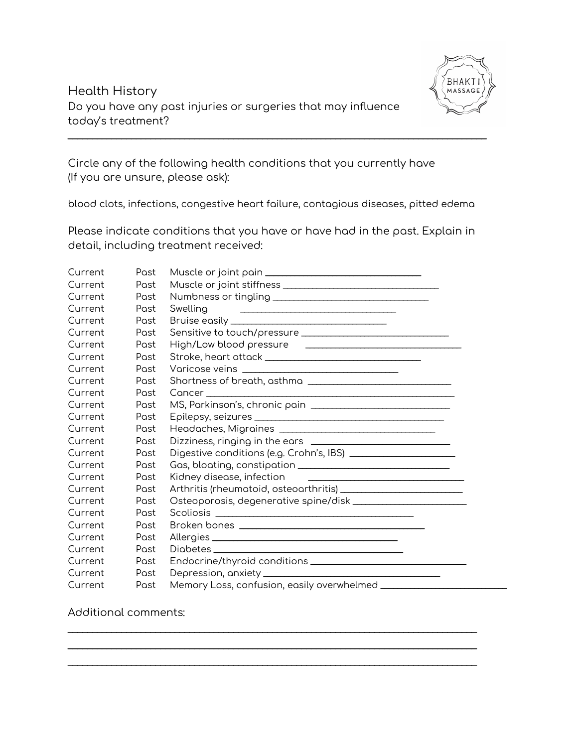## Health History

Do you have any past injuries or surgeries that may influence today's treatment?

_______________________________________________________________

Circle any of the following health conditions that you currently have (If you are unsure, please ask):

blood clots, infections, congestive heart failure, contagious diseases, pitted edema

Please indicate conditions that you have or have had in the past. Explain in detail, including treatment received:

| | | |
|---|---|---|
| Current | Past | Muscle or joint pain ______________________ |
| Current | Past | Muscle or joint stiffness ______________________ |
| Current | Past | Numbness or tingling ______________________ |
| Current | Past | Swelling ______________________ |
| Current | Past | Bruise easily ______________________ |
| Current | Past | Sensitive to touch/pressure ______________________ |
| Current | Past | High/Low blood pressure ______________________ |
| Current | Past | Stroke, heart attack ______________________ |
| Current | Past | Varicose veins ______________________ |
| Current | Past | Shortness of breath, asthma ______________________ |
| Current | Past | Cancer ______________________ |
| Current | Past | MS, Parkinson's, chronic pain ______________________ |
| Current | Past | Epilepsy, seizures ______________________ |
| Current | Past | Headaches, Migraines ______________________ |
| Current | Past | Dizziness, ringing in the ears ______________________ |
| Current | Past | Digestive conditions (e.g. Crohn's, IBS) ______________________ |
| Current | Past | Gas, bloating, constipation ______________________ |
| Current | Past | Kidney disease, infection ______________________ |
| Current | Past | Arthritis (rheumatoid, osteoarthritis) ______________________ |
| Current | Past | Osteoporosis, degenerative spine/disk ______________________ |
| Current | Past | Scoliosis ______________________ |
| Current | Past | Broken bones ______________________ |
| Current | Past | Allergies ______________________ |
| Current | Past | Diabetes ______________________ |
| Current | Past | Endocrine/thyroid conditions ______________________ |
| Current | Past | Depression, anxiety ______________________ |
| Current | Past | Memory Loss, confusion, easily overwhelmed ______________________ |

Additional comments:

_______________________________________________________________

_______________________________________________________________

_______________________________________________________________